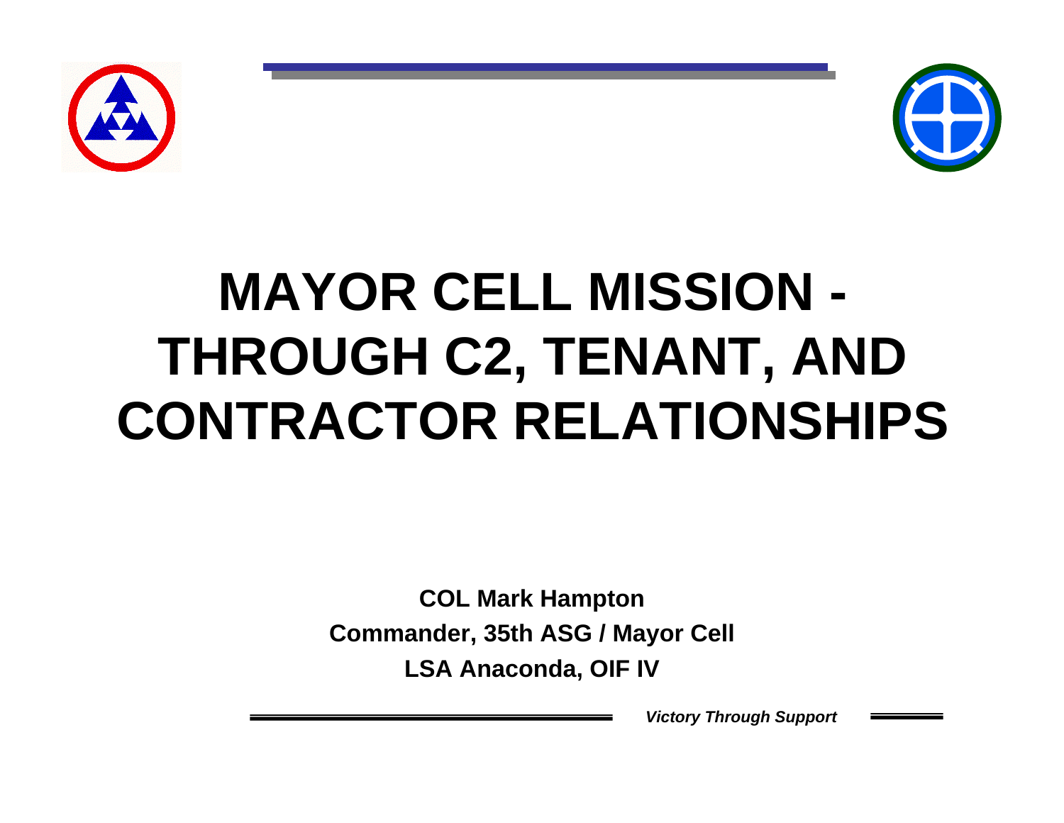# MAYOR CELL MISSION - THROUGH C2, TENANT, AND CONTRACTOR RELATIONSHIPS

**COL Mark Hampton**

**Commander, 35th ASG / Mayor Cell**

**LSA Anaconda, OIF IV**

***Victory Through Support***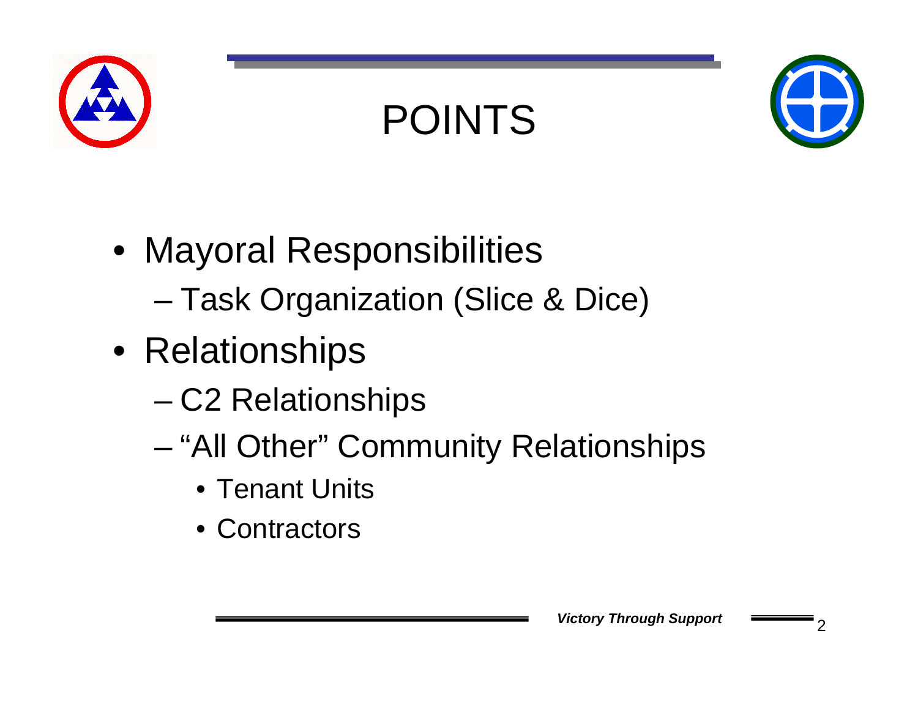# POINTS

- Mayoral Responsibilities
  - Task Organization (Slice & Dice)
- Relationships
  - C2 Relationships
  - "All Other" Community Relationships
    - Tenant Units
    - Contractors

*Victory Through Support*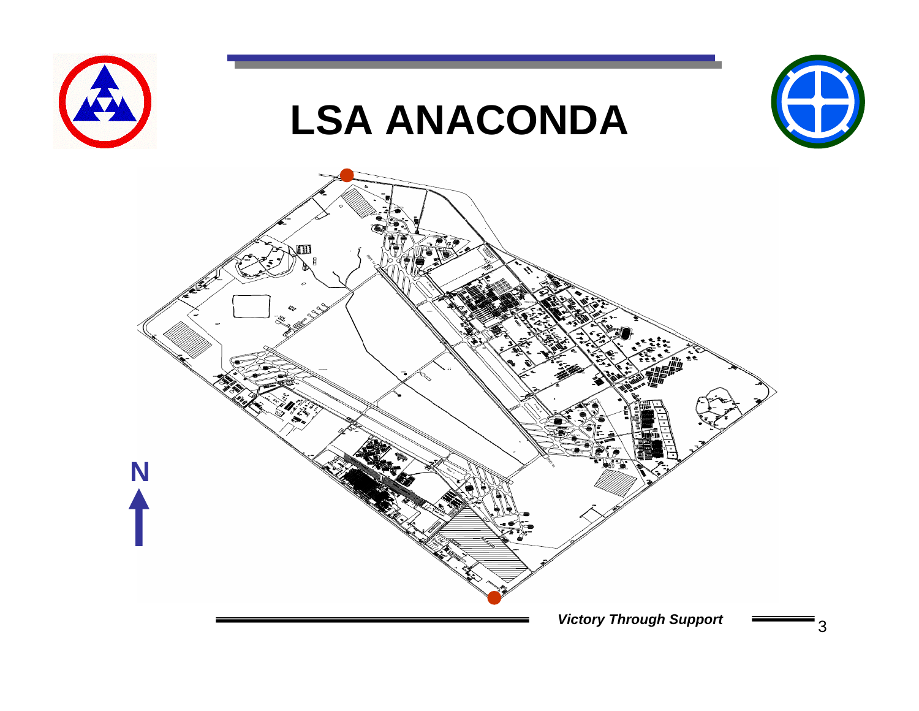# LSA ANACONDA

N

*Victory Through Support*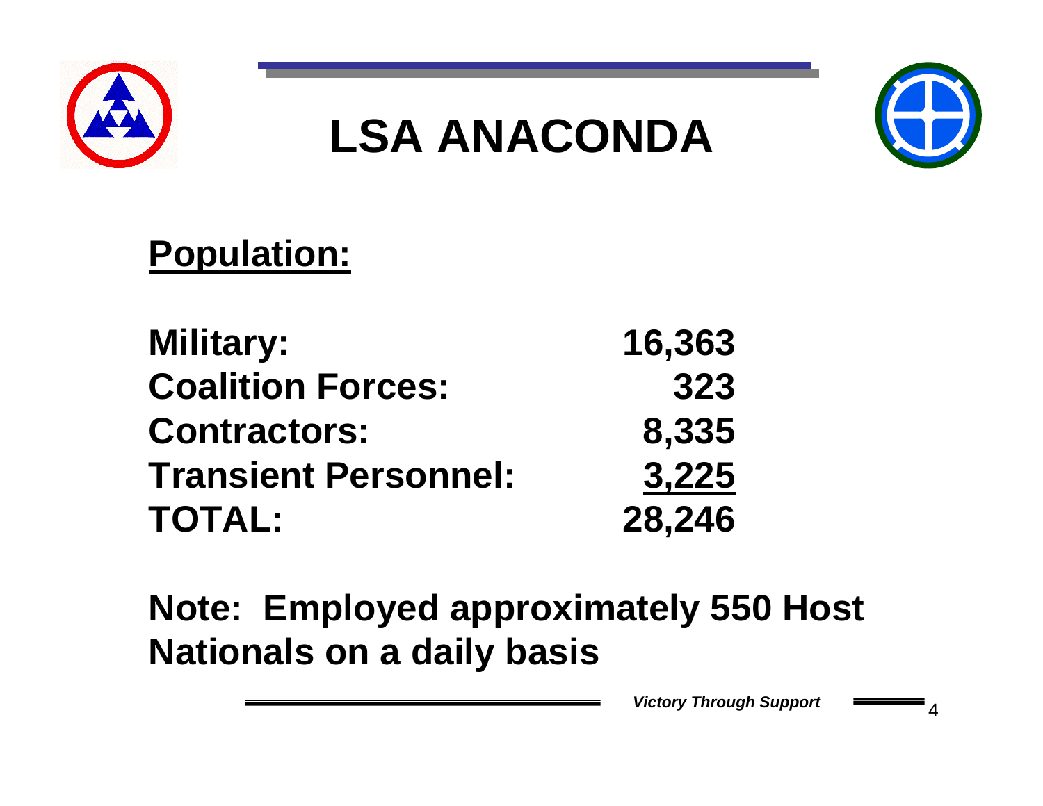# LSA ANACONDA

## Population:

| | |
|---|---:|
| **Military:** | **16,363** |
| **Coalition Forces:** | **323** |
| **Contractors:** | **8,335** |
| **Transient Personnel:** | **3,225** |
| **TOTAL:** | **28,246** |

**Note: Employed approximately 550 Host Nationals on a daily basis**

*Victory Through Support*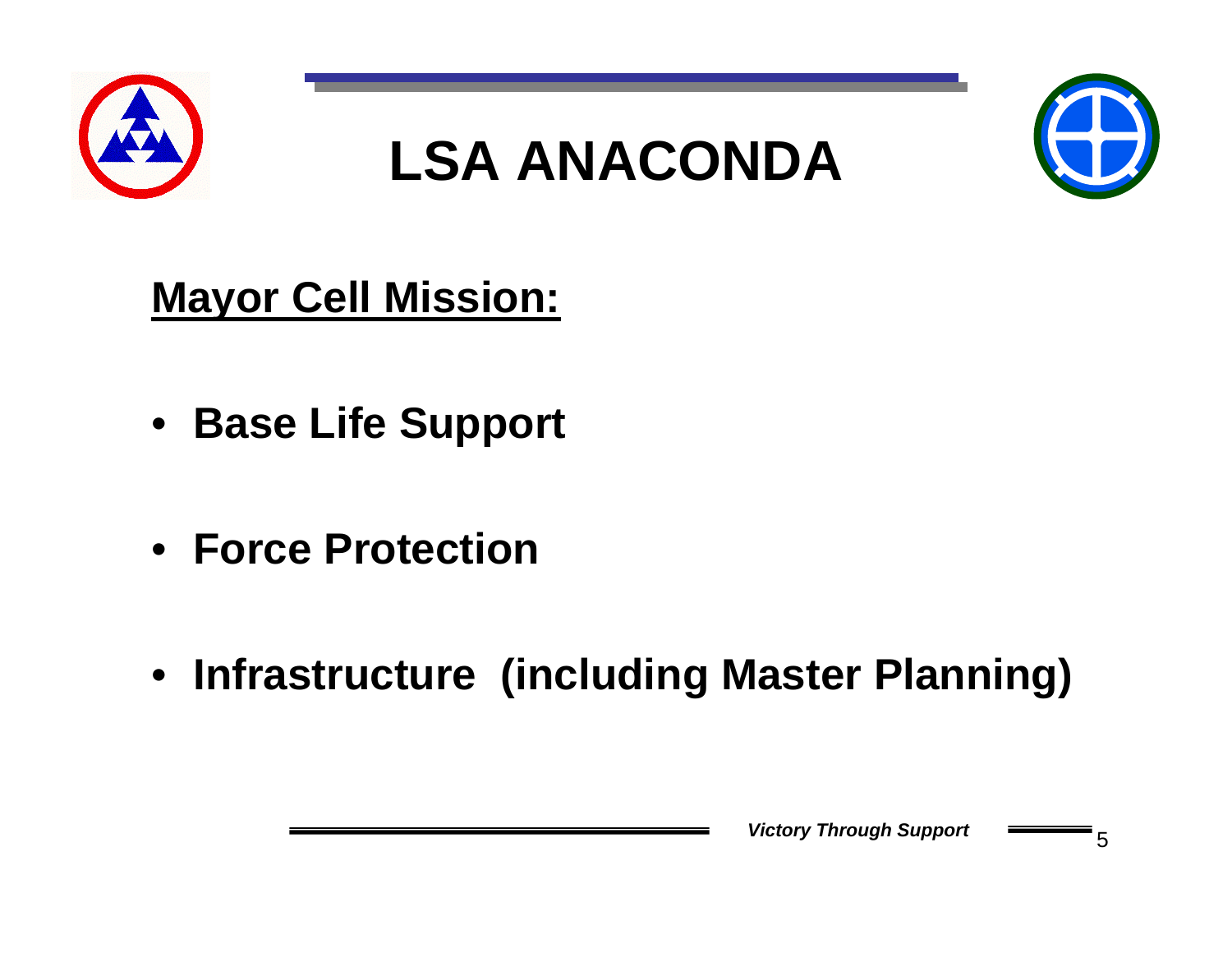# LSA ANACONDA

## Mayor Cell Mission:

- **Base Life Support**
- **Force Protection**
- **Infrastructure (including Master Planning)**

*Victory Through Support*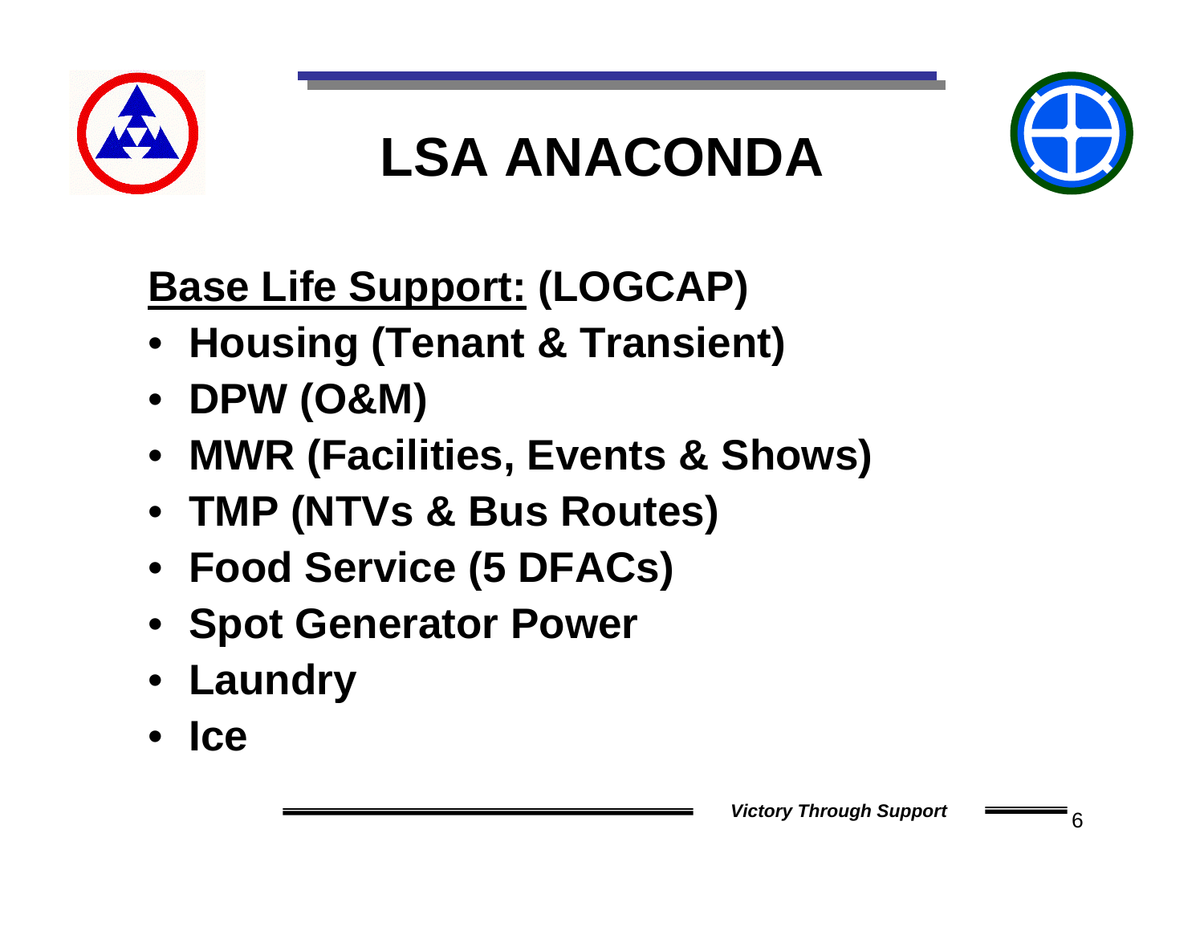# LSA ANACONDA

**Base Life Support: (LOGCAP)**

- **Housing (Tenant & Transient)**
- **DPW (O&M)**
- **MWR (Facilities, Events & Shows)**
- **TMP (NTVs & Bus Routes)**
- **Food Service (5 DFACs)**
- **Spot Generator Power**
- **Laundry**
- **Ice**

***Victory Through Support***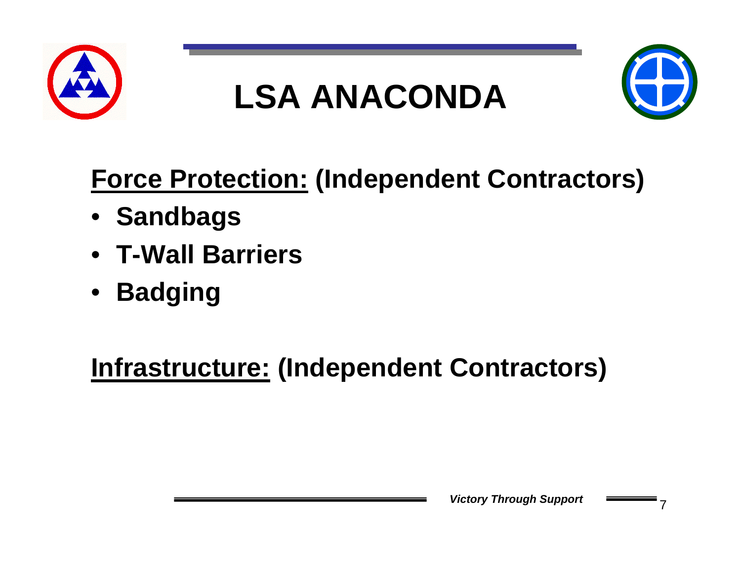# LSA ANACONDA

**<u>Force Protection:</u> (Independent Contractors)**

- **Sandbags**
- **T-Wall Barriers**
- **Badging**

**<u>Infrastructure:</u> (Independent Contractors)**

*Victory Through Support*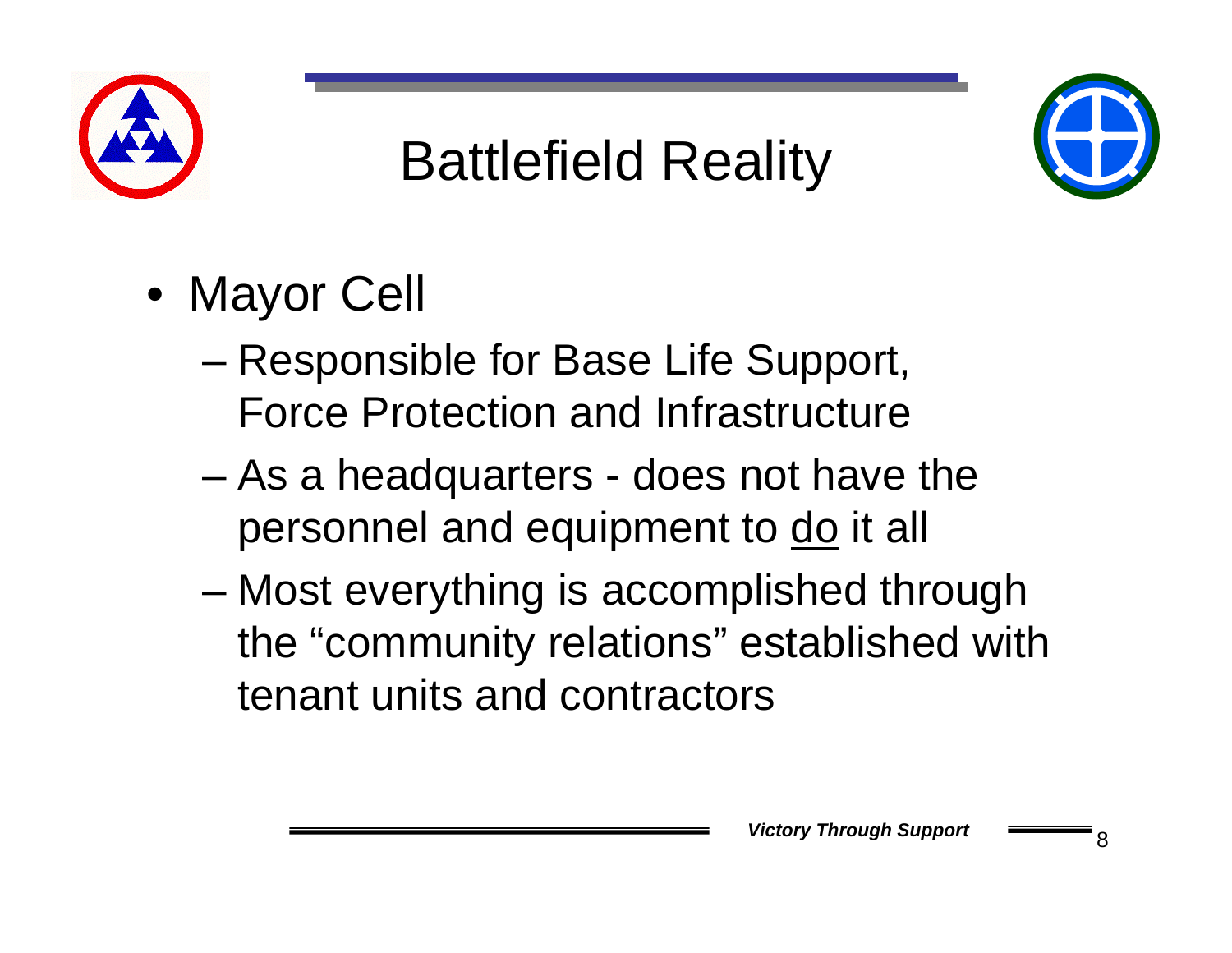# Battlefield Reality

- Mayor Cell
  - Responsible for Base Life Support, Force Protection and Infrastructure
  - As a headquarters - does not have the personnel and equipment to <u>do</u> it all
  - Most everything is accomplished through the "community relations" established with tenant units and contractors

*Victory Through Support*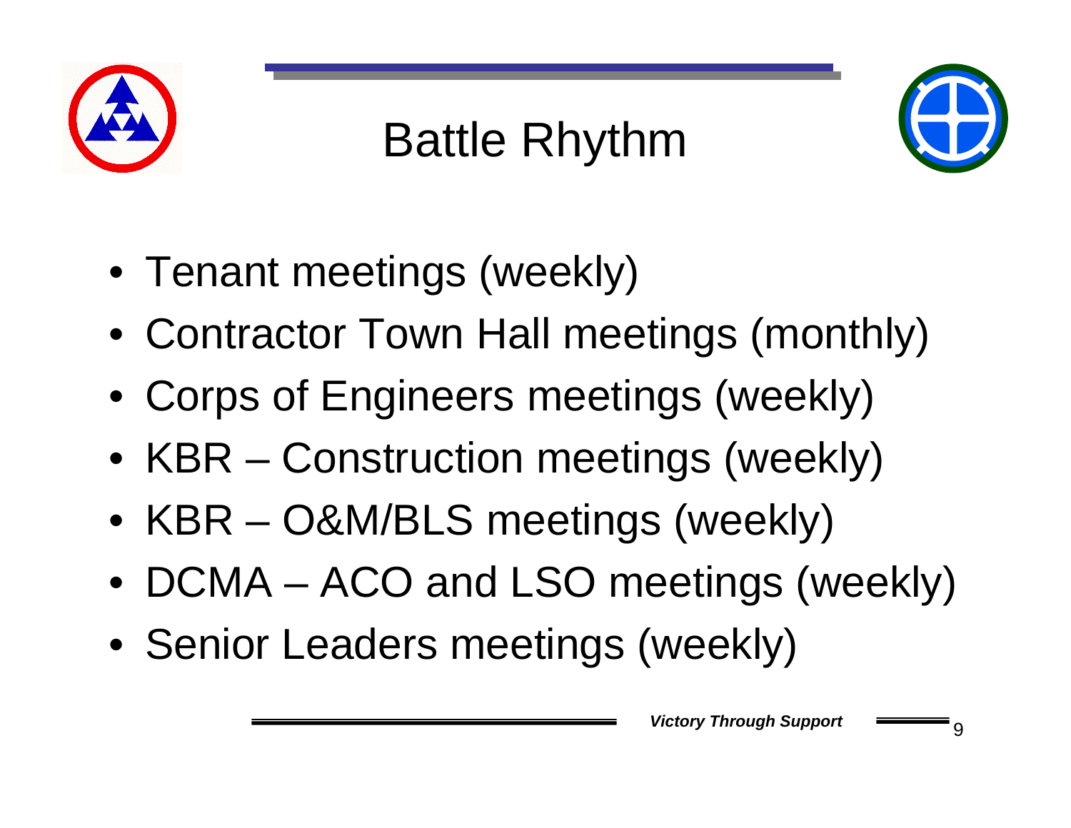# Battle Rhythm

- Tenant meetings (weekly)
- Contractor Town Hall meetings (monthly)
- Corps of Engineers meetings (weekly)
- KBR – Construction meetings (weekly)
- KBR – O&M/BLS meetings (weekly)
- DCMA – ACO and LSO meetings (weekly)
- Senior Leaders meetings (weekly)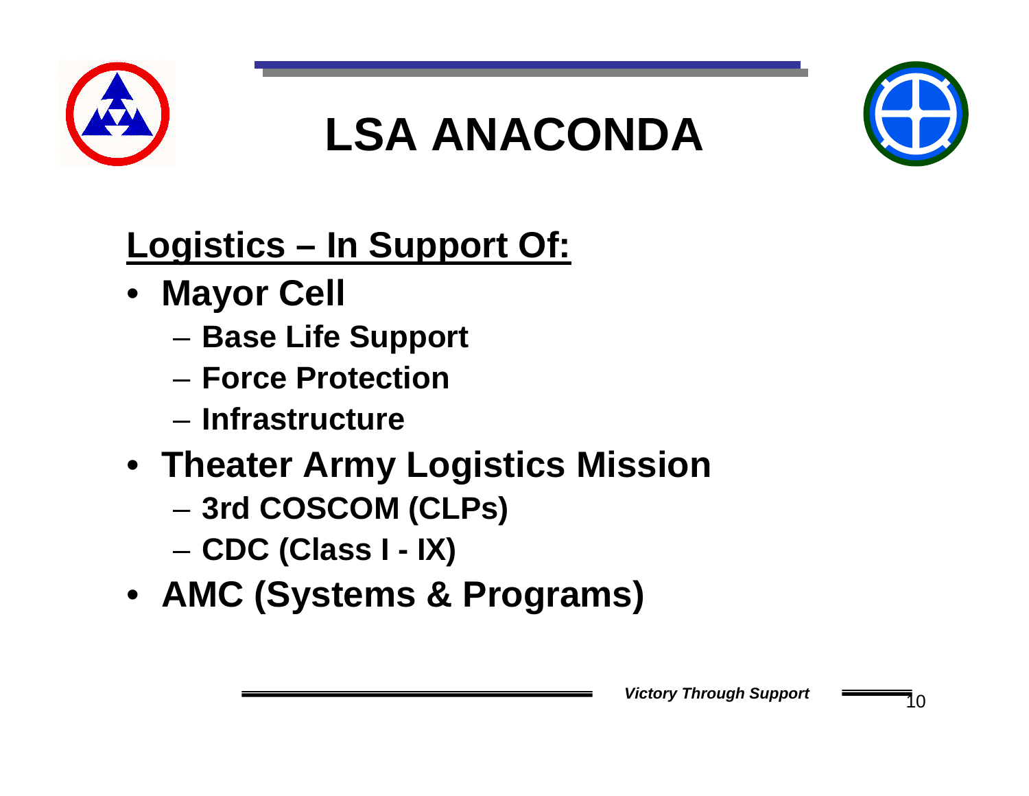# LSA ANACONDA

**<u>Logistics – In Support Of:</u>**

- **Mayor Cell**
  - **Base Life Support**
  - **Force Protection**
  - **Infrastructure**
- **Theater Army Logistics Mission**
  - **3rd COSCOM (CLPs)**
  - **CDC (Class I - IX)**
- **AMC (Systems & Programs)**

***Victory Through Support***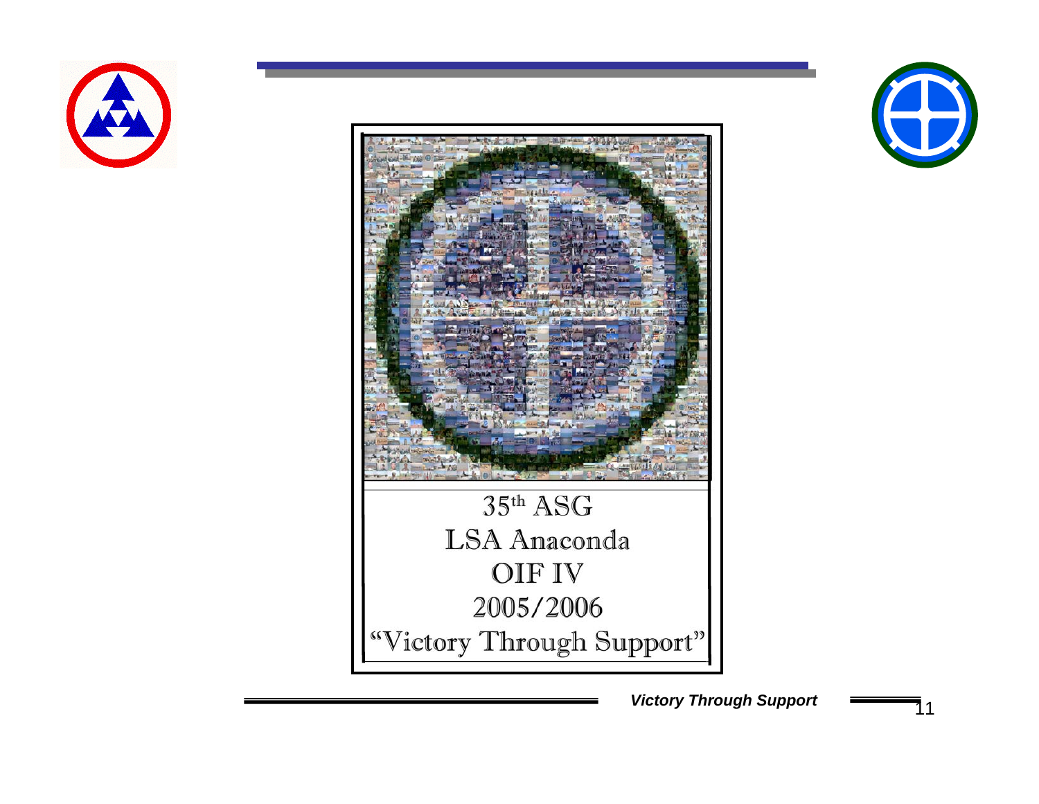35th ASG

LSA Anaconda

OIF IV

2005/2006

"Victory Through Support"

*Victory Through Support*